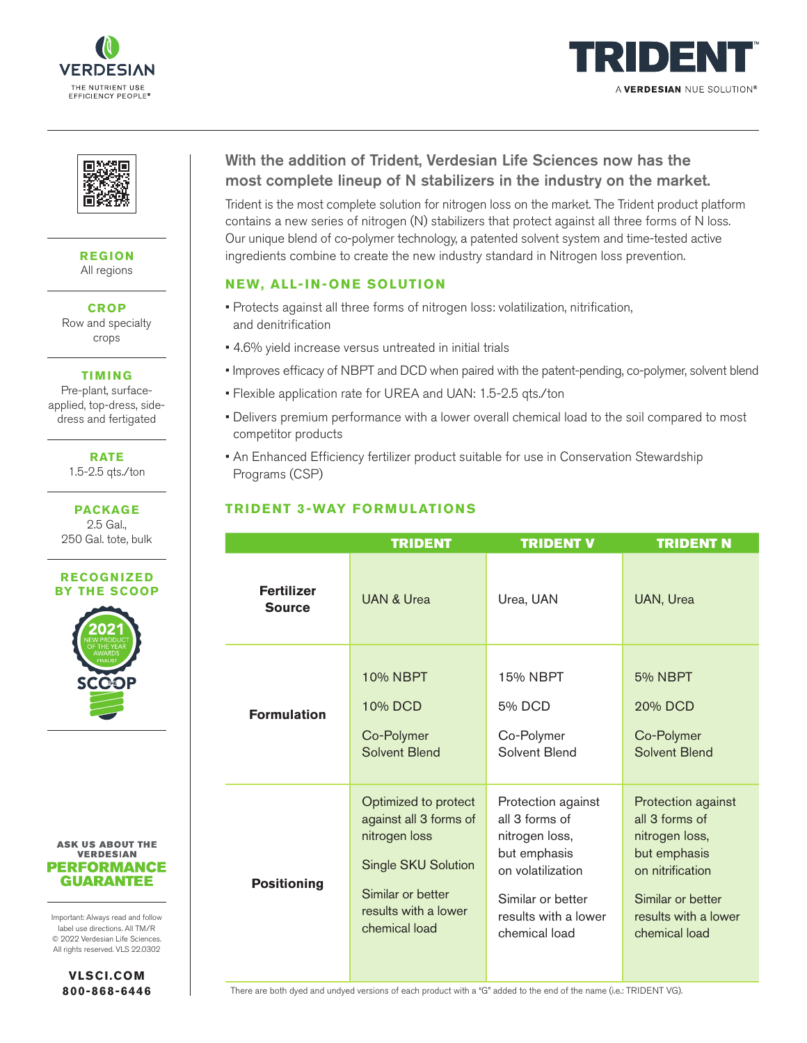VERDESIAN
THE NUTRIENT USE EFFICIENCY PEOPLE®

# TRIDENT™

A VERDESIAN NUE SOLUTION®

**REGION**
All regions

**CROP**
Row and specialty crops

**TIMING**
Pre-plant, surface-applied, top-dress, side-dress and fertigated

**RATE**
1.5-2.5 qts./ton

**PACKAGE**
2.5 Gal., 250 Gal. tote, bulk

**RECOGNIZED BY THE SCOOP**

2021 NEW PRODUCT OF THE YEAR AWARDS FINALIST — THE SCOOP

**ASK US ABOUT THE VERDESIAN PERFORMANCE GUARANTEE**

Important: Always read and follow label use directions. All TM/R © 2022 Verdesian Life Sciences. All rights reserved. VLS 22.0302

**VLSCI.COM**
**800-868-6446**

## With the addition of Trident, Verdesian Life Sciences now has the most complete lineup of N stabilizers in the industry on the market.

Trident is the most complete solution for nitrogen loss on the market. The Trident product platform contains a new series of nitrogen (N) stabilizers that protect against all three forms of N loss. Our unique blend of co-polymer technology, a patented solvent system and time-tested active ingredients combine to create the new industry standard in Nitrogen loss prevention.

### NEW, ALL-IN-ONE SOLUTION

- Protects against all three forms of nitrogen loss: volatilization, nitrification, and denitrification
- 4.6% yield increase versus untreated in initial trials
- Improves efficacy of NBPT and DCD when paired with the patent-pending, co-polymer, solvent blend
- Flexible application rate for UREA and UAN: 1.5-2.5 qts./ton
- Delivers premium performance with a lower overall chemical load to the soil compared to most competitor products
- An Enhanced Efficiency fertilizer product suitable for use in Conservation Stewardship Programs (CSP)

### TRIDENT 3-WAY FORMULATIONS

| | TRIDENT | TRIDENT V | TRIDENT N |
|---|---|---|---|
| **Fertilizer Source** | UAN & Urea | Urea, UAN | UAN, Urea |
| **Formulation** | 10% NBPT<br>10% DCD<br>Co-Polymer Solvent Blend | 15% NBPT<br>5% DCD<br>Co-Polymer Solvent Blend | 5% NBPT<br>20% DCD<br>Co-Polymer Solvent Blend |
| **Positioning** | Optimized to protect against all 3 forms of nitrogen loss<br>Single SKU Solution<br>Similar or better results with a lower chemical load | Protection against all 3 forms of nitrogen loss, but emphasis on volatilization<br>Similar or better results with a lower chemical load | Protection against all 3 forms of nitrogen loss, but emphasis on nitrification<br>Similar or better results with a lower chemical load |

There are both dyed and undyed versions of each product with a "G" added to the end of the name (i.e.: TRIDENT VG).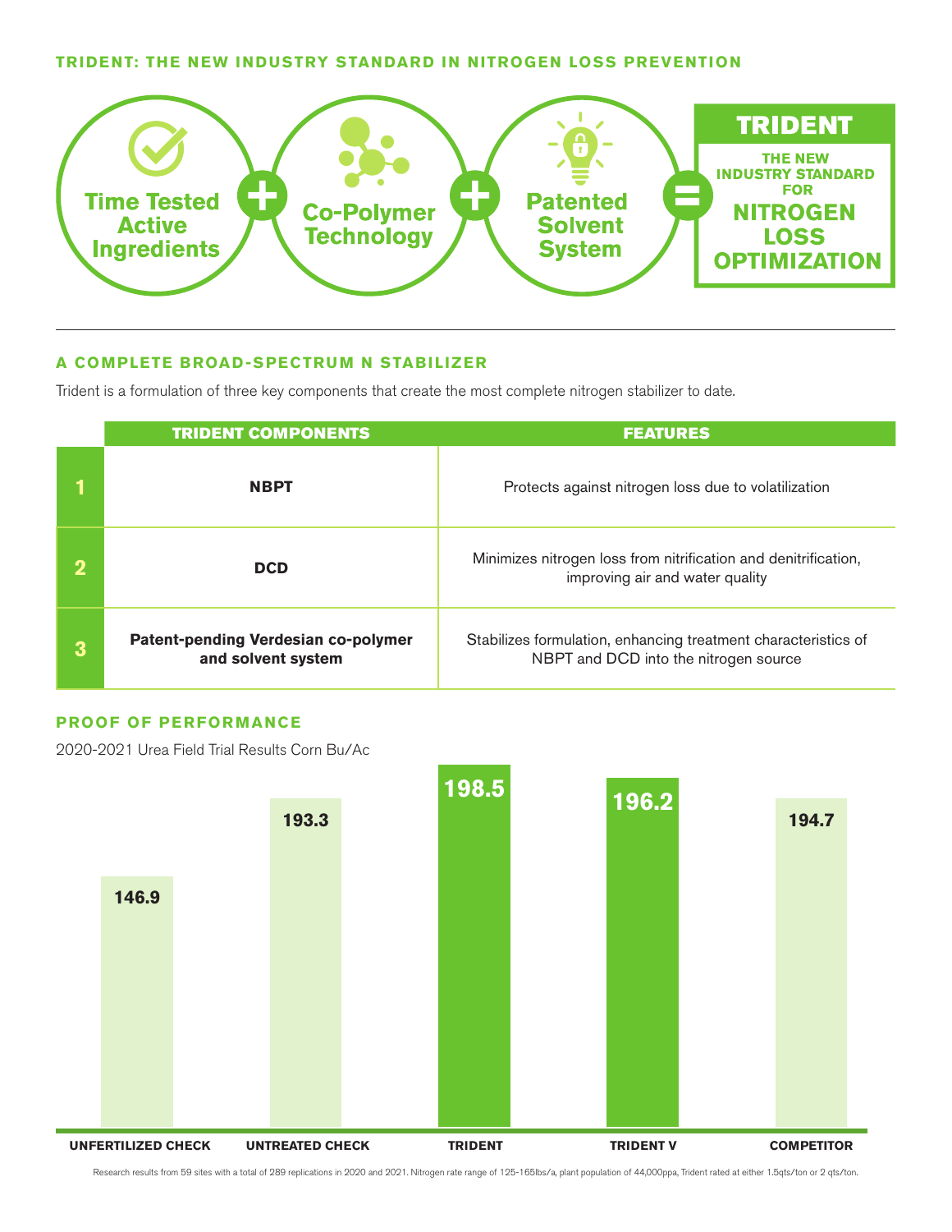## TRIDENT: THE NEW INDUSTRY STANDARD IN NITROGEN LOSS PREVENTION

Time Tested Active Ingredients + Co-Polymer Technology + Patented Solvent System =

**TRIDENT**

THE NEW INDUSTRY STANDARD FOR NITROGEN LOSS OPTIMIZATION

---

## A COMPLETE BROAD-SPECTRUM N STABILIZER

Trident is a formulation of three key components that create the most complete nitrogen stabilizer to date.

| | TRIDENT COMPONENTS | FEATURES |
|---|---|---|
| 1 | **NBPT** | Protects against nitrogen loss due to volatilization |
| 2 | **DCD** | Minimizes nitrogen loss from nitrification and denitrification, improving air and water quality |
| 3 | **Patent-pending Verdesian co-polymer and solvent system** | Stabilizes formulation, enhancing treatment characteristics of NBPT and DCD into the nitrogen source |

## PROOF OF PERFORMANCE

2020-2021 Urea Field Trial Results Corn Bu/Ac

146.9
193.3
198.5
196.2
194.7

UNFERTILIZED CHECK
UNTREATED CHECK
TRIDENT
TRIDENT V
COMPETITOR

Research results from 59 sites with a total of 289 replications in 2020 and 2021. Nitrogen rate range of 125-165lbs/a, plant population of 44,000ppa, Trident rated at either 1.5qts/ton or 2 qts/ton.